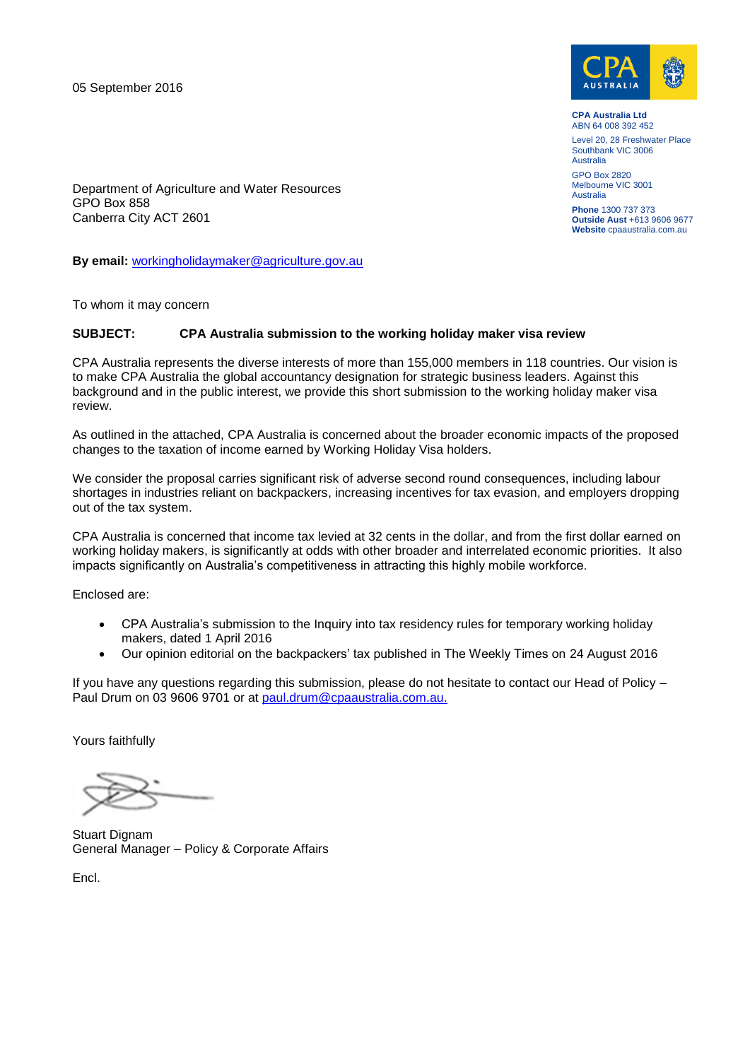05 September 2016

**CPA Australia Ltd**
ABN 64 008 392 452

Level 20, 28 Freshwater Place
Southbank VIC 3006
Australia

GPO Box 2820
Melbourne VIC 3001
Australia

**Phone** 1300 737 373
**Outside Aust** +613 9606 9677
**Website** cpaaustralia.com.au

Department of Agriculture and Water Resources
GPO Box 858
Canberra City ACT 2601

**By email:** workingholidaymaker@agriculture.gov.au

To whom it may concern

**SUBJECT: CPA Australia submission to the working holiday maker visa review**

CPA Australia represents the diverse interests of more than 155,000 members in 118 countries. Our vision is to make CPA Australia the global accountancy designation for strategic business leaders. Against this background and in the public interest, we provide this short submission to the working holiday maker visa review.

As outlined in the attached, CPA Australia is concerned about the broader economic impacts of the proposed changes to the taxation of income earned by Working Holiday Visa holders.

We consider the proposal carries significant risk of adverse second round consequences, including labour shortages in industries reliant on backpackers, increasing incentives for tax evasion, and employers dropping out of the tax system.

CPA Australia is concerned that income tax levied at 32 cents in the dollar, and from the first dollar earned on working holiday makers, is significantly at odds with other broader and interrelated economic priorities. It also impacts significantly on Australia's competitiveness in attracting this highly mobile workforce.

Enclosed are:

- CPA Australia's submission to the Inquiry into tax residency rules for temporary working holiday makers, dated 1 April 2016
- Our opinion editorial on the backpackers' tax published in The Weekly Times on 24 August 2016

If you have any questions regarding this submission, please do not hesitate to contact our Head of Policy – Paul Drum on 03 9606 9701 or at paul.drum@cpaaustralia.com.au.

Yours faithfully

Stuart Dignam
General Manager – Policy & Corporate Affairs

Encl.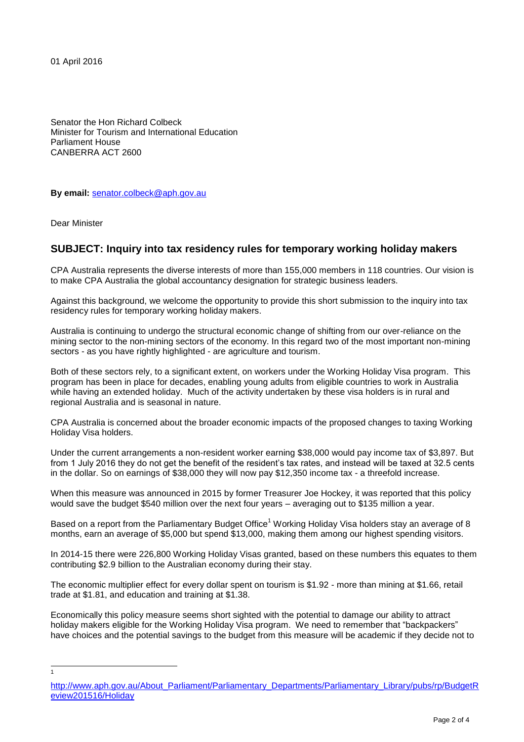01 April 2016

Senator the Hon Richard Colbeck
Minister for Tourism and International Education
Parliament House
CANBERRA ACT 2600

**By email:** senator.colbeck@aph.gov.au

Dear Minister

## SUBJECT: Inquiry into tax residency rules for temporary working holiday makers

CPA Australia represents the diverse interests of more than 155,000 members in 118 countries. Our vision is to make CPA Australia the global accountancy designation for strategic business leaders.

Against this background, we welcome the opportunity to provide this short submission to the inquiry into tax residency rules for temporary working holiday makers.

Australia is continuing to undergo the structural economic change of shifting from our over-reliance on the mining sector to the non-mining sectors of the economy. In this regard two of the most important non-mining sectors - as you have rightly highlighted - are agriculture and tourism.

Both of these sectors rely, to a significant extent, on workers under the Working Holiday Visa program. This program has been in place for decades, enabling young adults from eligible countries to work in Australia while having an extended holiday. Much of the activity undertaken by these visa holders is in rural and regional Australia and is seasonal in nature.

CPA Australia is concerned about the broader economic impacts of the proposed changes to taxing Working Holiday Visa holders.

Under the current arrangements a non-resident worker earning $38,000 would pay income tax of $3,897. But from 1 July 2016 they do not get the benefit of the resident's tax rates, and instead will be taxed at 32.5 cents in the dollar. So on earnings of $38,000 they will now pay $12,350 income tax - a threefold increase.

When this measure was announced in 2015 by former Treasurer Joe Hockey, it was reported that this policy would save the budget $540 million over the next four years – averaging out to $135 million a year.

Based on a report from the Parliamentary Budget Office[1] Working Holiday Visa holders stay an average of 8 months, earn an average of $5,000 but spend $13,000, making them among our highest spending visitors.

In 2014-15 there were 226,800 Working Holiday Visas granted, based on these numbers this equates to them contributing $2.9 billion to the Australian economy during their stay.

The economic multiplier effect for every dollar spent on tourism is $1.92 - more than mining at $1.66, retail trade at $1.81, and education and training at $1.38.

Economically this policy measure seems short sighted with the potential to damage our ability to attract holiday makers eligible for the Working Holiday Visa program. We need to remember that "backpackers" have choices and the potential savings to the budget from this measure will be academic if they decide not to

---

[1] http://www.aph.gov.au/About_Parliament/Parliamentary_Departments/Parliamentary_Library/pubs/rp/BudgetReview201516/Holiday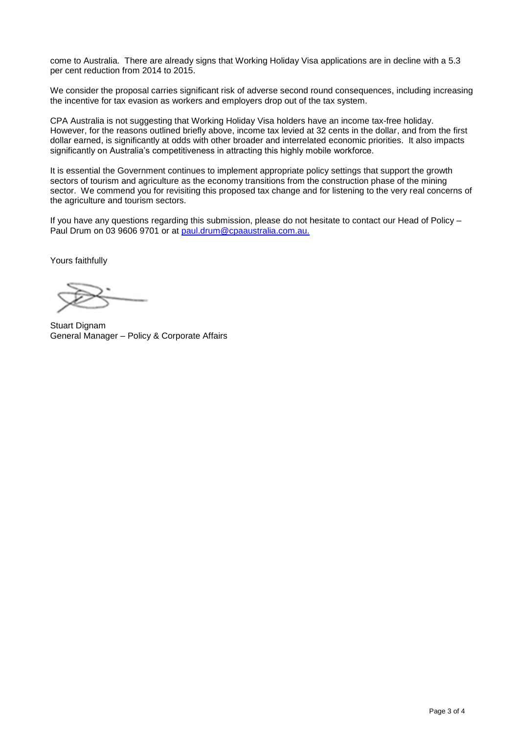come to Australia. There are already signs that Working Holiday Visa applications are in decline with a 5.3 per cent reduction from 2014 to 2015.

We consider the proposal carries significant risk of adverse second round consequences, including increasing the incentive for tax evasion as workers and employers drop out of the tax system.

CPA Australia is not suggesting that Working Holiday Visa holders have an income tax-free holiday. However, for the reasons outlined briefly above, income tax levied at 32 cents in the dollar, and from the first dollar earned, is significantly at odds with other broader and interrelated economic priorities. It also impacts significantly on Australia's competitiveness in attracting this highly mobile workforce.

It is essential the Government continues to implement appropriate policy settings that support the growth sectors of tourism and agriculture as the economy transitions from the construction phase of the mining sector. We commend you for revisiting this proposed tax change and for listening to the very real concerns of the agriculture and tourism sectors.

If you have any questions regarding this submission, please do not hesitate to contact our Head of Policy – Paul Drum on 03 9606 9701 or at paul.drum@cpaaustralia.com.au.

Yours faithfully

Stuart Dignam
General Manager – Policy & Corporate Affairs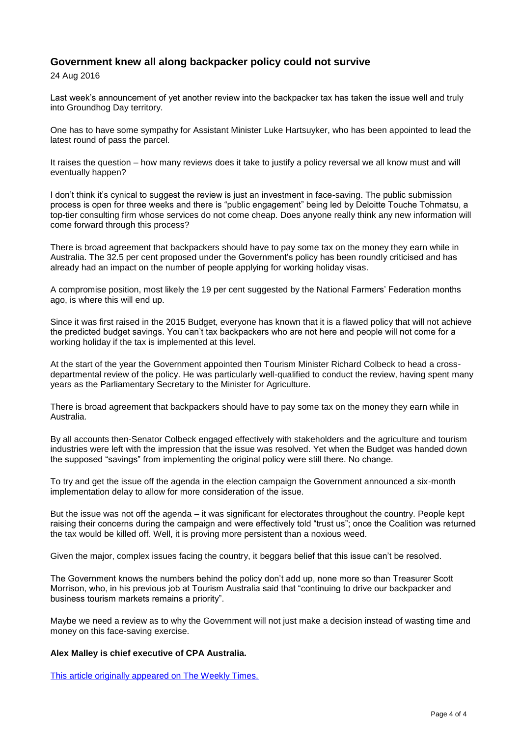## Government knew all along backpacker policy could not survive

24 Aug 2016

Last week's announcement of yet another review into the backpacker tax has taken the issue well and truly into Groundhog Day territory.

One has to have some sympathy for Assistant Minister Luke Hartsuyker, who has been appointed to lead the latest round of pass the parcel.

It raises the question – how many reviews does it take to justify a policy reversal we all know must and will eventually happen?

I don't think it's cynical to suggest the review is just an investment in face-saving. The public submission process is open for three weeks and there is "public engagement" being led by Deloitte Touche Tohmatsu, a top-tier consulting firm whose services do not come cheap. Does anyone really think any new information will come forward through this process?

There is broad agreement that backpackers should have to pay some tax on the money they earn while in Australia. The 32.5 per cent proposed under the Government's policy has been roundly criticised and has already had an impact on the number of people applying for working holiday visas.

A compromise position, most likely the 19 per cent suggested by the National Farmers' Federation months ago, is where this will end up.

Since it was first raised in the 2015 Budget, everyone has known that it is a flawed policy that will not achieve the predicted budget savings. You can't tax backpackers who are not here and people will not come for a working holiday if the tax is implemented at this level.

At the start of the year the Government appointed then Tourism Minister Richard Colbeck to head a cross-departmental review of the policy. He was particularly well-qualified to conduct the review, having spent many years as the Parliamentary Secretary to the Minister for Agriculture.

There is broad agreement that backpackers should have to pay some tax on the money they earn while in Australia.

By all accounts then-Senator Colbeck engaged effectively with stakeholders and the agriculture and tourism industries were left with the impression that the issue was resolved. Yet when the Budget was handed down the supposed "savings" from implementing the original policy were still there. No change.

To try and get the issue off the agenda in the election campaign the Government announced a six-month implementation delay to allow for more consideration of the issue.

But the issue was not off the agenda – it was significant for electorates throughout the country. People kept raising their concerns during the campaign and were effectively told "trust us"; once the Coalition was returned the tax would be killed off. Well, it is proving more persistent than a noxious weed.

Given the major, complex issues facing the country, it beggars belief that this issue can't be resolved.

The Government knows the numbers behind the policy don't add up, none more so than Treasurer Scott Morrison, who, in his previous job at Tourism Australia said that "continuing to drive our backpacker and business tourism markets remains a priority".

Maybe we need a review as to why the Government will not just make a decision instead of wasting time and money on this face-saving exercise.

**Alex Malley is chief executive of CPA Australia.**

This article originally appeared on The Weekly Times.